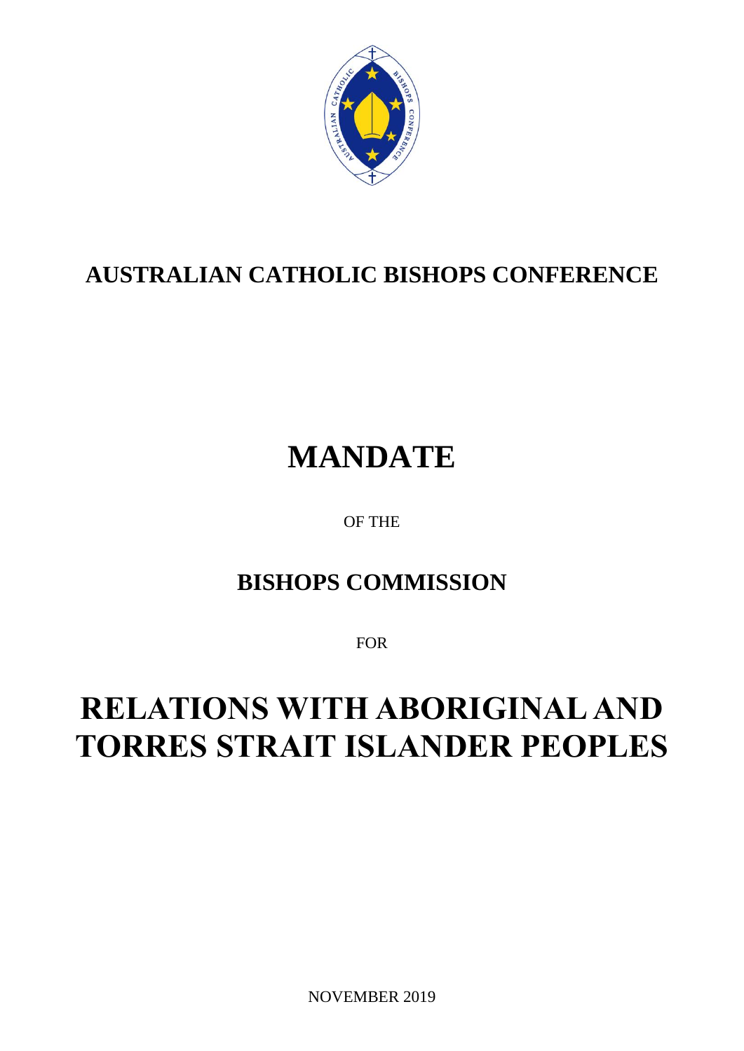# AUSTRALIAN CATHOLIC BISHOPS CONFERENCE

# MANDATE

OF THE

## BISHOPS COMMISSION

FOR

# RELATIONS WITH ABORIGINAL AND TORRES STRAIT ISLANDER PEOPLES

NOVEMBER 2019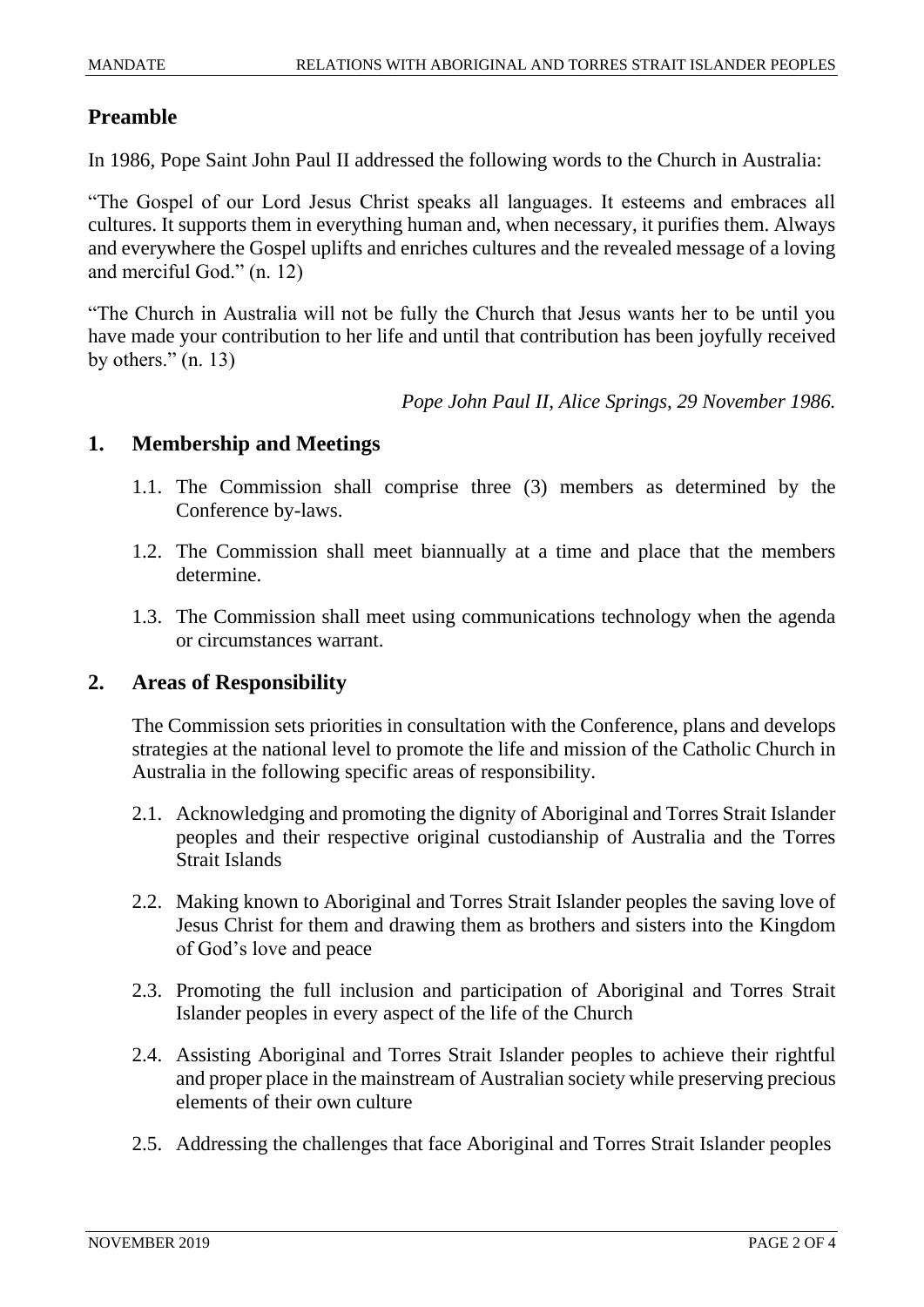## Preamble

In 1986, Pope Saint John Paul II addressed the following words to the Church in Australia:

"The Gospel of our Lord Jesus Christ speaks all languages. It esteems and embraces all cultures. It supports them in everything human and, when necessary, it purifies them. Always and everywhere the Gospel uplifts and enriches cultures and the revealed message of a loving and merciful God." (n. 12)

"The Church in Australia will not be fully the Church that Jesus wants her to be until you have made your contribution to her life and until that contribution has been joyfully received by others." (n. 13)

*Pope John Paul II, Alice Springs, 29 November 1986.*

## 1. Membership and Meetings

1.1. The Commission shall comprise three (3) members as determined by the Conference by-laws.

1.2. The Commission shall meet biannually at a time and place that the members determine.

1.3. The Commission shall meet using communications technology when the agenda or circumstances warrant.

## 2. Areas of Responsibility

The Commission sets priorities in consultation with the Conference, plans and develops strategies at the national level to promote the life and mission of the Catholic Church in Australia in the following specific areas of responsibility.

2.1. Acknowledging and promoting the dignity of Aboriginal and Torres Strait Islander peoples and their respective original custodianship of Australia and the Torres Strait Islands

2.2. Making known to Aboriginal and Torres Strait Islander peoples the saving love of Jesus Christ for them and drawing them as brothers and sisters into the Kingdom of God's love and peace

2.3. Promoting the full inclusion and participation of Aboriginal and Torres Strait Islander peoples in every aspect of the life of the Church

2.4. Assisting Aboriginal and Torres Strait Islander peoples to achieve their rightful and proper place in the mainstream of Australian society while preserving precious elements of their own culture

2.5. Addressing the challenges that face Aboriginal and Torres Strait Islander peoples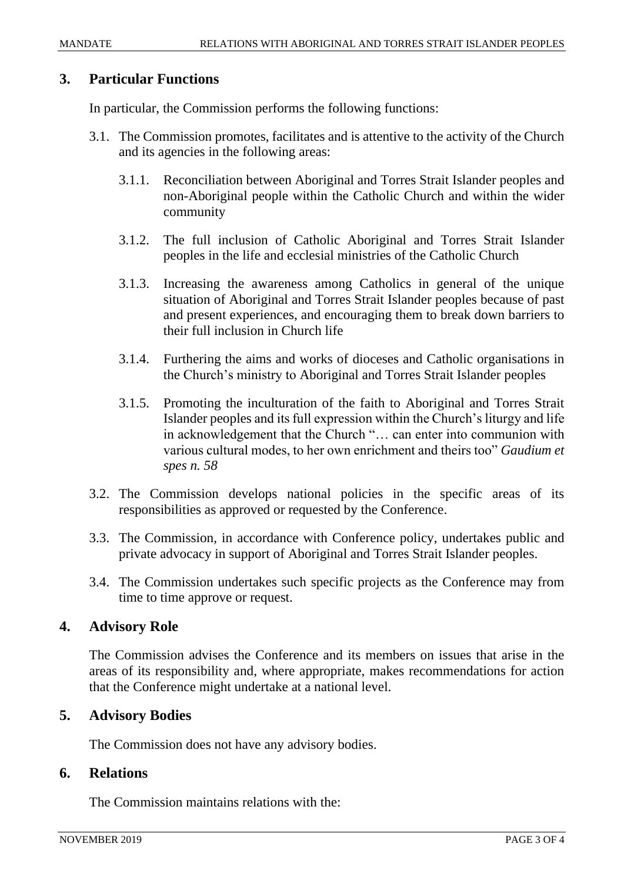## 3. Particular Functions

In particular, the Commission performs the following functions:

3.1. The Commission promotes, facilitates and is attentive to the activity of the Church and its agencies in the following areas:

3.1.1. Reconciliation between Aboriginal and Torres Strait Islander peoples and non-Aboriginal people within the Catholic Church and within the wider community

3.1.2. The full inclusion of Catholic Aboriginal and Torres Strait Islander peoples in the life and ecclesial ministries of the Catholic Church

3.1.3. Increasing the awareness among Catholics in general of the unique situation of Aboriginal and Torres Strait Islander peoples because of past and present experiences, and encouraging them to break down barriers to their full inclusion in Church life

3.1.4. Furthering the aims and works of dioceses and Catholic organisations in the Church's ministry to Aboriginal and Torres Strait Islander peoples

3.1.5. Promoting the inculturation of the faith to Aboriginal and Torres Strait Islander peoples and its full expression within the Church's liturgy and life in acknowledgement that the Church "… can enter into communion with various cultural modes, to her own enrichment and theirs too" *Gaudium et spes n. 58*

3.2. The Commission develops national policies in the specific areas of its responsibilities as approved or requested by the Conference.

3.3. The Commission, in accordance with Conference policy, undertakes public and private advocacy in support of Aboriginal and Torres Strait Islander peoples.

3.4. The Commission undertakes such specific projects as the Conference may from time to time approve or request.

## 4. Advisory Role

The Commission advises the Conference and its members on issues that arise in the areas of its responsibility and, where appropriate, makes recommendations for action that the Conference might undertake at a national level.

## 5. Advisory Bodies

The Commission does not have any advisory bodies.

## 6. Relations

The Commission maintains relations with the: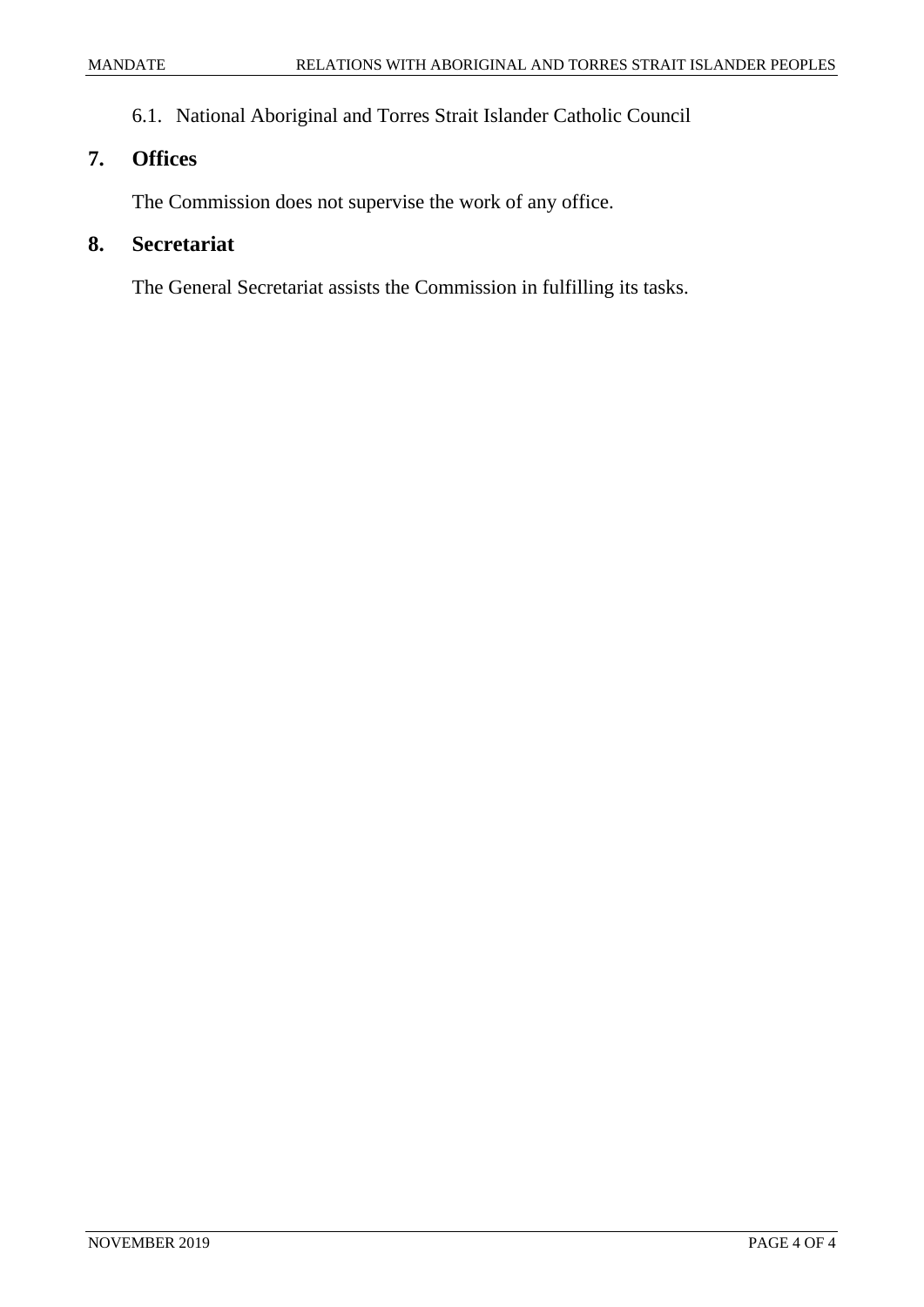6.1. National Aboriginal and Torres Strait Islander Catholic Council

## 7. Offices

The Commission does not supervise the work of any office.

## 8. Secretariat

The General Secretariat assists the Commission in fulfilling its tasks.